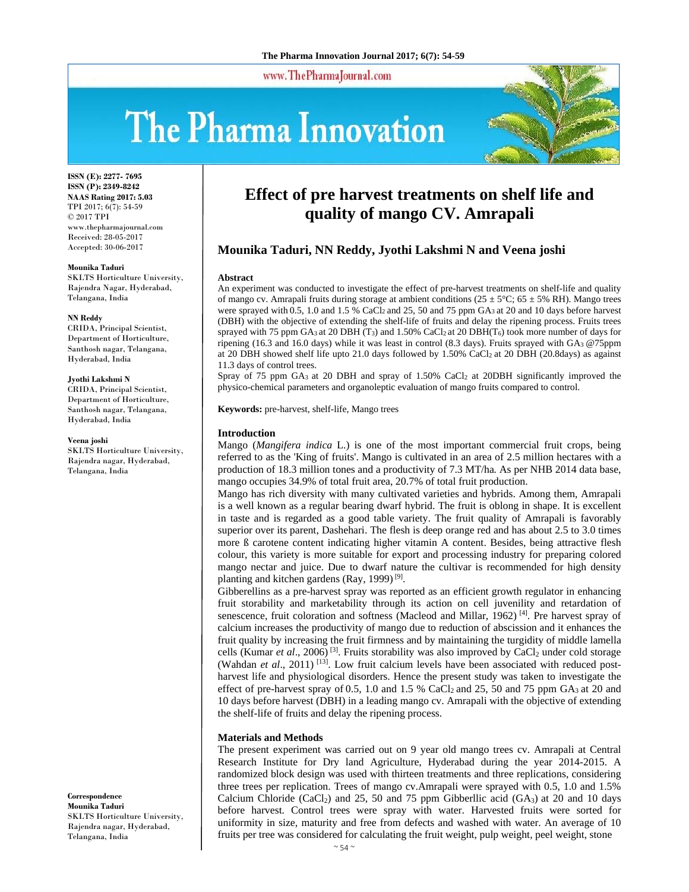# Effect of pre harvest treatments on shelf life and quality of mango CV. Amrapali

**Mounika Taduri, NN Reddy, Jyothi Lakshmi N and Veena joshi**

ISSN (E): 2277- 7695
ISSN (P): 2349-8242
NAAS Rating 2017: 5.03
TPI 2017; 6(7): 54-59
© 2017 TPI
www.thepharmajournal.com
Received: 28-05-2017
Accepted: 30-06-2017

**Mounika Taduri**
SKLTS Horticulture University, Rajendra Nagar, Hyderabad, Telangana, India

**NN Reddy**
CRIDA, Principal Scientist, Department of Horticulture, Santhosh nagar, Telangana, Hyderabad, India

**Jyothi Lakshmi N**
CRIDA, Principal Scientist, Department of Horticulture, Santhosh nagar, Telangana, Hyderabad, India

**Veena joshi**
SKLTS Horticulture University, Rajendra nagar, Hyderabad, Telangana, India

**Correspondence**
**Mounika Taduri**
SKLTS Horticulture University, Rajendra nagar, Hyderabad, Telangana, India

### Abstract

An experiment was conducted to investigate the effect of pre-harvest treatments on shelf-life and quality of mango cv. Amrapali fruits during storage at ambient conditions (25 ± 5°C; 65 ± 5% RH). Mango trees were sprayed with 0.5, 1.0 and 1.5 % $CaCl_2$ and 25, 50 and 75 ppm $GA_3$ at 20 and 10 days before harvest (DBH) with the objective of extending the shelf-life of fruits and delay the ripening process. Fruits trees sprayed with 75 ppm $GA_3$ at 20 DBH ($T_3$) and 1.50% $CaCl_2$ at 20 DBH($T_6$) took more number of days for ripening (16.3 and 16.0 days) while it was least in control (8.3 days). Fruits sprayed with $GA_3$ @75ppm at 20 DBH showed shelf life upto 21.0 days followed by 1.50% $CaCl_2$ at 20 DBH (20.8days) as against 11.3 days of control trees.

Spray of 75 ppm $GA_3$ at 20 DBH and spray of 1.50% $CaCl_2$ at 20DBH significantly improved the physico-chemical parameters and organoleptic evaluation of mango fruits compared to control.

**Keywords:** pre-harvest, shelf-life, Mango trees

### Introduction

Mango (*Mangifera indica* L.) is one of the most important commercial fruit crops, being referred to as the 'King of fruits'. Mango is cultivated in an area of 2.5 million hectares with a production of 18.3 million tones and a productivity of 7.3 MT/ha. As per NHB 2014 data base, mango occupies 34.9% of total fruit area, 20.7% of total fruit production.

Mango has rich diversity with many cultivated varieties and hybrids. Among them, Amrapali is a well known as a regular bearing dwarf hybrid. The fruit is oblong in shape. It is excellent in taste and is regarded as a good table variety. The fruit quality of Amrapali is favorably superior over its parent, Dashehari. The flesh is deep orange red and has about 2.5 to 3.0 times more ß carotene content indicating higher vitamin A content. Besides, being attractive flesh colour, this variety is more suitable for export and processing industry for preparing colored mango nectar and juice. Due to dwarf nature the cultivar is recommended for high density planting and kitchen gardens (Ray, 1999) [9].

Gibberellins as a pre-harvest spray was reported as an efficient growth regulator in enhancing fruit storability and marketability through its action on cell juvenility and retardation of senescence, fruit coloration and softness (Macleod and Millar, 1962) [4]. Pre harvest spray of calcium increases the productivity of mango due to reduction of abscission and it enhances the fruit quality by increasing the fruit firmness and by maintaining the turgidity of middle lamella cells (Kumar *et al*., 2006) [3]. Fruits storability was also improved by $CaCl_2$ under cold storage (Wahdan *et al*., 2011) [13]. Low fruit calcium levels have been associated with reduced post-harvest life and physiological disorders. Hence the present study was taken to investigate the effect of pre-harvest spray of 0.5, 1.0 and 1.5 % $CaCl_2$ and 25, 50 and 75 ppm $GA_3$ at 20 and 10 days before harvest (DBH) in a leading mango cv. Amrapali with the objective of extending the shelf-life of fruits and delay the ripening process.

### Materials and Methods

The present experiment was carried out on 9 year old mango trees cv. Amrapali at Central Research Institute for Dry land Agriculture, Hyderabad during the year 2014-2015. A randomized block design was used with thirteen treatments and three replications, considering three trees per replication. Trees of mango cv.Amrapali were sprayed with 0.5, 1.0 and 1.5% Calcium Chloride ($CaCl_2$) and 25, 50 and 75 ppm Gibberllic acid ($GA_3$) at 20 and 10 days before harvest. Control trees were spray with water. Harvested fruits were sorted for uniformity in size, maturity and free from defects and washed with water. An average of 10 fruits per tree was considered for calculating the fruit weight, pulp weight, peel weight, stone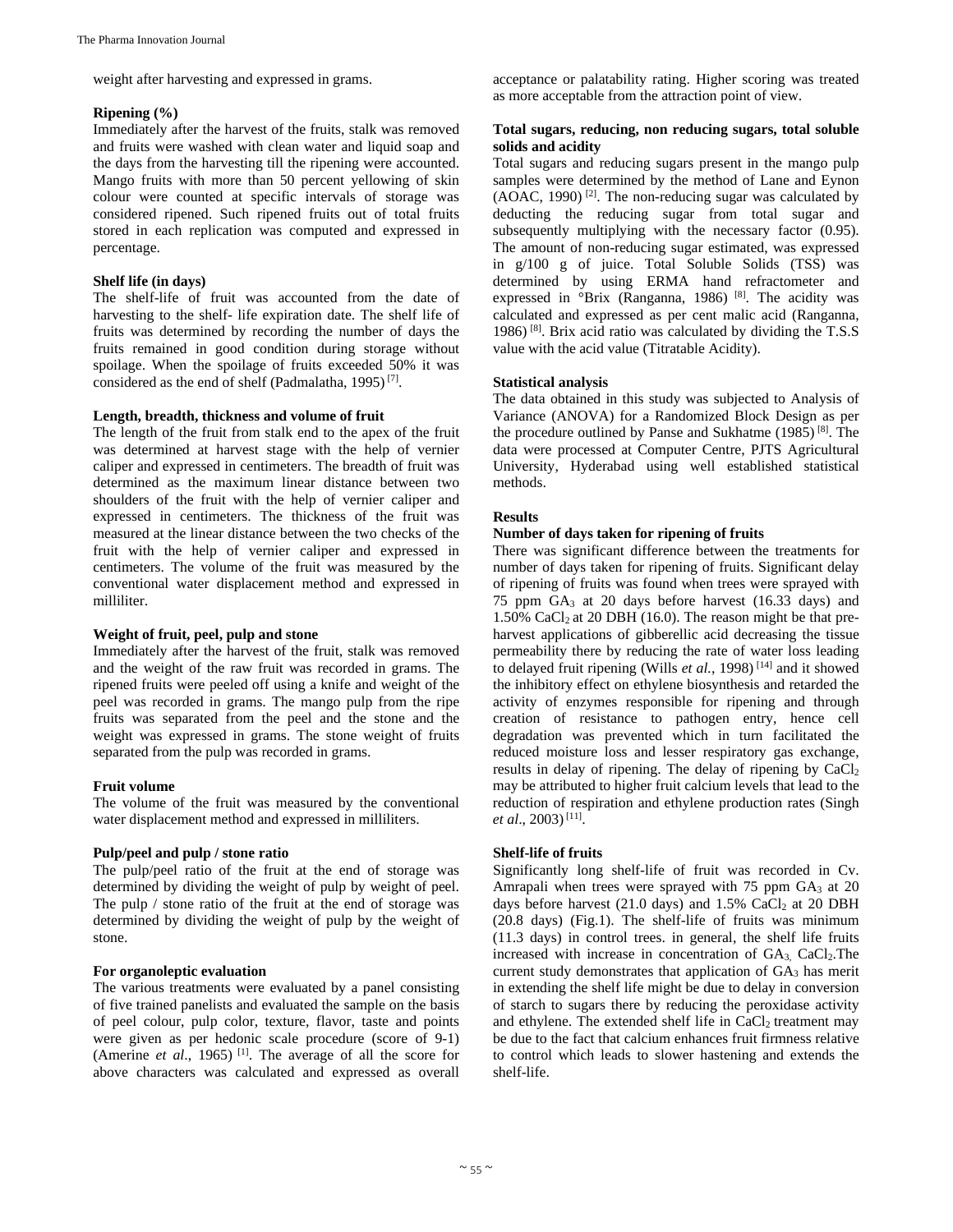weight after harvesting and expressed in grams.

**Ripening (%)**

Immediately after the harvest of the fruits, stalk was removed and fruits were washed with clean water and liquid soap and the days from the harvesting till the ripening were accounted. Mango fruits with more than 50 percent yellowing of skin colour were counted at specific intervals of storage was considered ripened. Such ripened fruits out of total fruits stored in each replication was computed and expressed in percentage.

**Shelf life (in days)**

The shelf-life of fruit was accounted from the date of harvesting to the shelf- life expiration date. The shelf life of fruits was determined by recording the number of days the fruits remained in good condition during storage without spoilage. When the spoilage of fruits exceeded 50% it was considered as the end of shelf (Padmalatha, 1995) [7].

**Length, breadth, thickness and volume of fruit**

The length of the fruit from stalk end to the apex of the fruit was determined at harvest stage with the help of vernier caliper and expressed in centimeters. The breadth of fruit was determined as the maximum linear distance between two shoulders of the fruit with the help of vernier caliper and expressed in centimeters. The thickness of the fruit was measured at the linear distance between the two checks of the fruit with the help of vernier caliper and expressed in centimeters. The volume of the fruit was measured by the conventional water displacement method and expressed in milliliter.

**Weight of fruit, peel, pulp and stone**

Immediately after the harvest of the fruit, stalk was removed and the weight of the raw fruit was recorded in grams. The ripened fruits were peeled off using a knife and weight of the peel was recorded in grams. The mango pulp from the ripe fruits was separated from the peel and the stone and the weight was expressed in grams. The stone weight of fruits separated from the pulp was recorded in grams.

**Fruit volume**

The volume of the fruit was measured by the conventional water displacement method and expressed in milliliters.

**Pulp/peel and pulp / stone ratio**

The pulp/peel ratio of the fruit at the end of storage was determined by dividing the weight of pulp by weight of peel. The pulp / stone ratio of the fruit at the end of storage was determined by dividing the weight of pulp by the weight of stone.

**For organoleptic evaluation**

The various treatments were evaluated by a panel consisting of five trained panelists and evaluated the sample on the basis of peel colour, pulp color, texture, flavor, taste and points were given as per hedonic scale procedure (score of 9-1) (Amerine *et al*., 1965) [1]. The average of all the score for above characters was calculated and expressed as overall acceptance or palatability rating. Higher scoring was treated as more acceptable from the attraction point of view.

**Total sugars, reducing, non reducing sugars, total soluble solids and acidity**

Total sugars and reducing sugars present in the mango pulp samples were determined by the method of Lane and Eynon (AOAC, 1990) [2]. The non-reducing sugar was calculated by deducting the reducing sugar from total sugar and subsequently multiplying with the necessary factor (0.95). The amount of non-reducing sugar estimated, was expressed in g/100 g of juice. Total Soluble Solids (TSS) was determined by using ERMA hand refractometer and expressed in °Brix (Ranganna, 1986) [8]. The acidity was calculated and expressed as per cent malic acid (Ranganna, 1986) [8]. Brix acid ratio was calculated by dividing the T.S.S value with the acid value (Titratable Acidity).

**Statistical analysis**

The data obtained in this study was subjected to Analysis of Variance (ANOVA) for a Randomized Block Design as per the procedure outlined by Panse and Sukhatme (1985) [8]. The data were processed at Computer Centre, PJTS Agricultural University, Hyderabad using well established statistical methods.

## Results

**Number of days taken for ripening of fruits**

There was significant difference between the treatments for number of days taken for ripening of fruits. Significant delay of ripening of fruits was found when trees were sprayed with 75 ppm $GA_3$ at 20 days before harvest (16.33 days) and 1.50% $CaCl_2$ at 20 DBH (16.0). The reason might be that pre-harvest applications of gibberellic acid decreasing the tissue permeability there by reducing the rate of water loss leading to delayed fruit ripening (Wills *et al.*, 1998) [14] and it showed the inhibitory effect on ethylene biosynthesis and retarded the activity of enzymes responsible for ripening and through creation of resistance to pathogen entry, hence cell degradation was prevented which in turn facilitated the reduced moisture loss and lesser respiratory gas exchange, results in delay of ripening. The delay of ripening by $CaCl_2$ may be attributed to higher fruit calcium levels that lead to the reduction of respiration and ethylene production rates (Singh *et al*., 2003) [11].

**Shelf-life of fruits**

Significantly long shelf-life of fruit was recorded in Cv. Amrapali when trees were sprayed with 75 ppm $GA_3$ at 20 days before harvest (21.0 days) and 1.5% $CaCl_2$ at 20 DBH (20.8 days) (Fig.1). The shelf-life of fruits was minimum (11.3 days) in control trees. in general, the shelf life fruits increased with increase in concentration of $GA_3$, $CaCl_2$.The current study demonstrates that application of $GA_3$ has merit in extending the shelf life might be due to delay in conversion of starch to sugars there by reducing the peroxidase activity and ethylene. The extended shelf life in $CaCl_2$ treatment may be due to the fact that calcium enhances fruit firmness relative to control which leads to slower hastening and extends the shelf-life.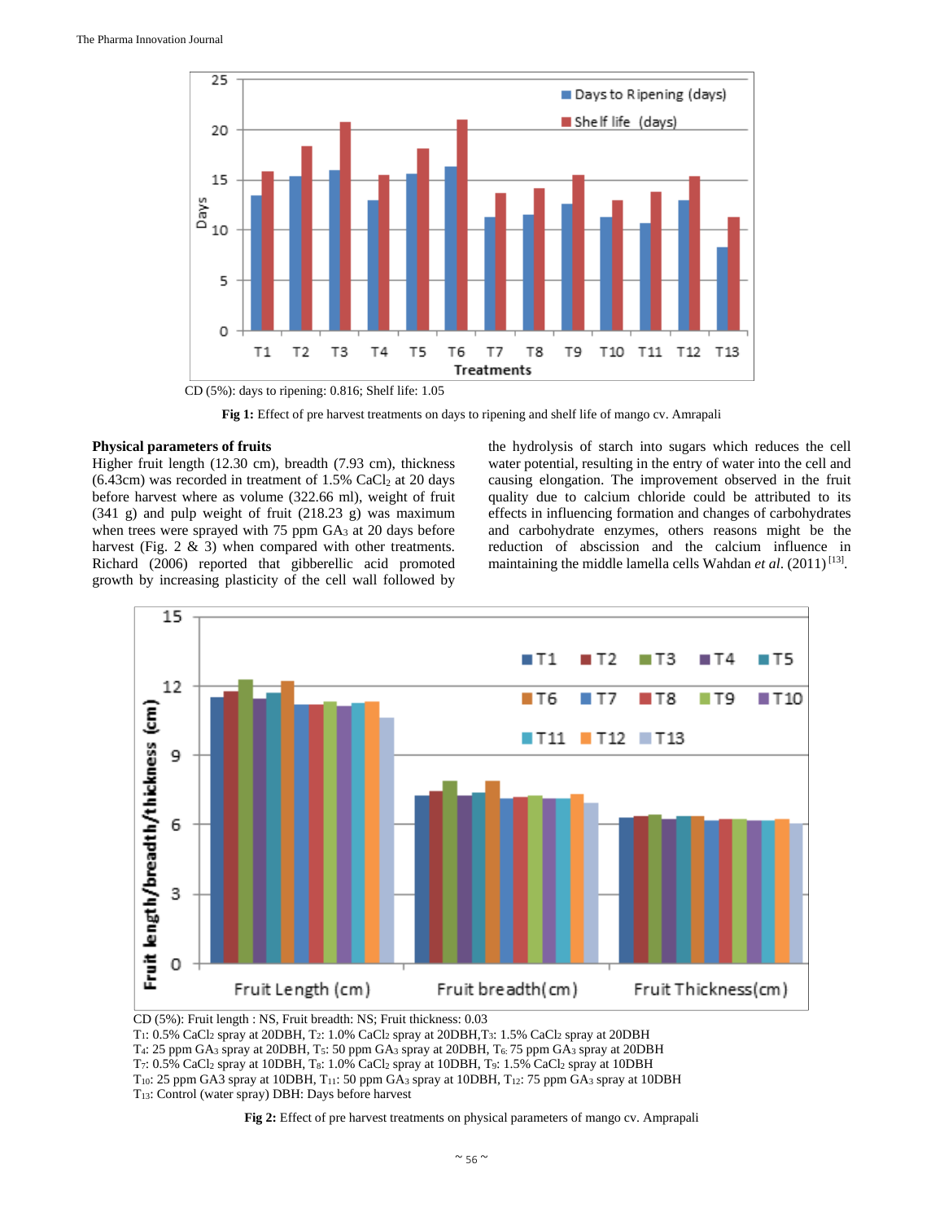CD (5%): days to ripening: 0.816; Shelf life: 1.05

**Fig 1:** Effect of pre harvest treatments on days to ripening and shelf life of mango cv. Amrapali

**Physical parameters of fruits**

Higher fruit length (12.30 cm), breadth (7.93 cm), thickness (6.43cm) was recorded in treatment of 1.5% $CaCl_2$ at 20 days before harvest where as volume (322.66 ml), weight of fruit (341 g) and pulp weight of fruit (218.23 g) was maximum when trees were sprayed with 75 ppm $GA_3$ at 20 days before harvest (Fig. 2 & 3) when compared with other treatments. Richard (2006) reported that gibberellic acid promoted growth by increasing plasticity of the cell wall followed by the hydrolysis of starch into sugars which reduces the cell water potential, resulting in the entry of water into the cell and causing elongation. The improvement observed in the fruit quality due to calcium chloride could be attributed to its effects in influencing formation and changes of carbohydrates and carbohydrate enzymes, others reasons might be the reduction of abscission and the calcium influence in maintaining the middle lamella cells Wahdan *et al*. (2011) [13].

CD (5%): Fruit length : NS, Fruit breadth: NS; Fruit thickness: 0.03

$T_1$: 0.5% $CaCl_2$ spray at 20DBH, $T_2$: 1.0% $CaCl_2$ spray at 20DBH, $T_3$: 1.5% $CaCl_2$ spray at 20DBH

$T_4$: 25 ppm $GA_3$ spray at 20DBH, $T_5$: 50 ppm $GA_3$ spray at 20DBH, $T_6$: 75 ppm $GA_3$ spray at 20DBH

$T_7$: 0.5% $CaCl_2$ spray at 10DBH, $T_8$: 1.0% $CaCl_2$ spray at 10DBH, $T_9$: 1.5% $CaCl_2$ spray at 10DBH

$T_{10}$: 25 ppm GA3 spray at 10DBH, $T_{11}$: 50 ppm $GA_3$ spray at 10DBH, $T_{12}$: 75 ppm $GA_3$ spray at 10DBH

$T_{13}$: Control (water spray) DBH: Days before harvest

**Fig 2:** Effect of pre harvest treatments on physical parameters of mango cv. Amprapali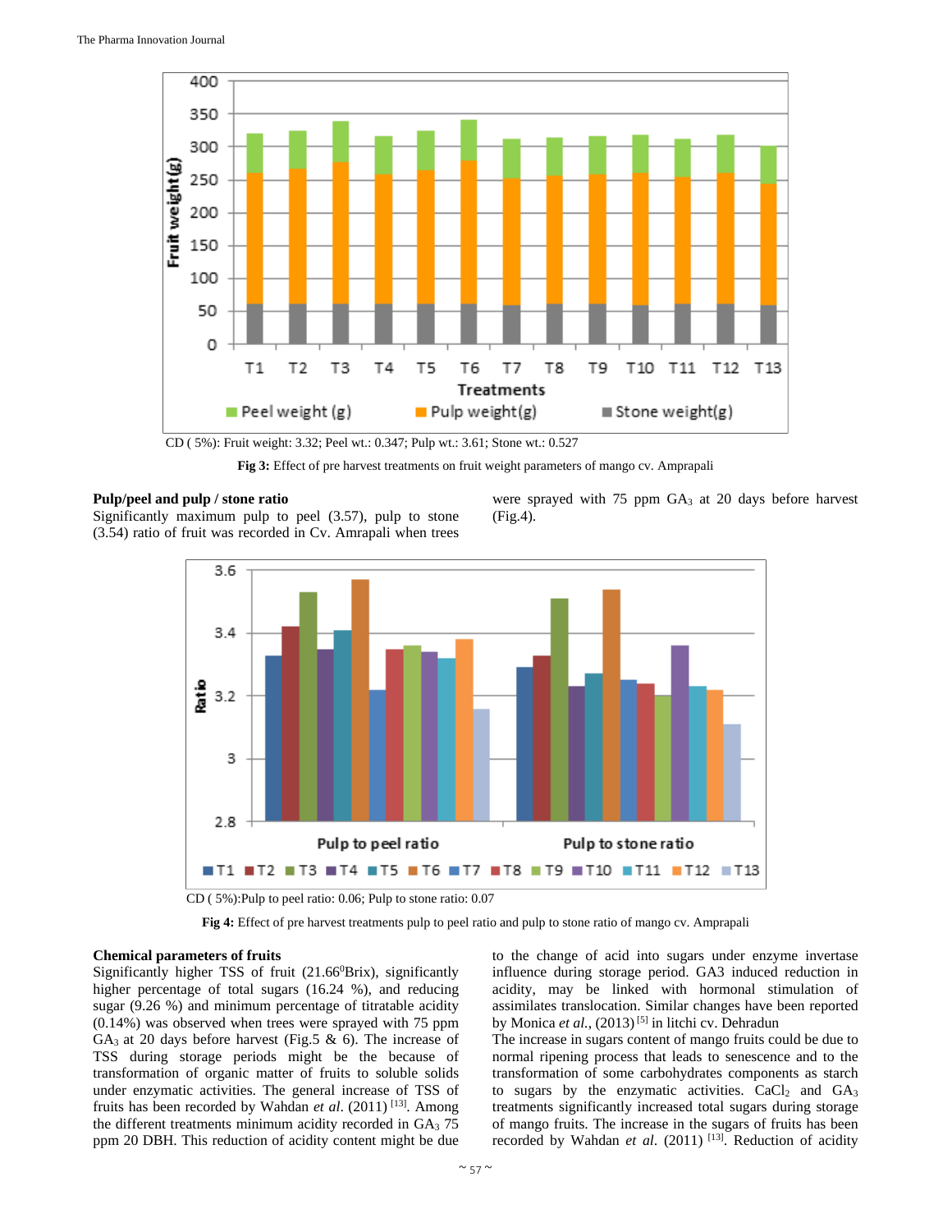CD ( 5%): Fruit weight: 3.32; Peel wt.: 0.347; Pulp wt.: 3.61; Stone wt.: 0.527

**Fig 3:** Effect of pre harvest treatments on fruit weight parameters of mango cv. Amprapali

### Pulp/peel and pulp / stone ratio

Significantly maximum pulp to peel (3.57), pulp to stone (3.54) ratio of fruit was recorded in Cv. Amrapali when trees were sprayed with 75 ppm $GA_3$ at 20 days before harvest (Fig.4).

CD ( 5%):Pulp to peel ratio: 0.06; Pulp to stone ratio: 0.07

**Fig 4:** Effect of pre harvest treatments pulp to peel ratio and pulp to stone ratio of mango cv. Amprapali

### Chemical parameters of fruits

Significantly higher TSS of fruit (21.66$^0$Brix), significantly higher percentage of total sugars (16.24 %), and reducing sugar (9.26 %) and minimum percentage of titratable acidity (0.14%) was observed when trees were sprayed with 75 ppm $GA_3$ at 20 days before harvest (Fig.5 & 6). The increase of TSS during storage periods might be the because of transformation of organic matter of fruits to soluble solids under enzymatic activities. The general increase of TSS of fruits has been recorded by Wahdan *et al*. (2011) [13]. Among the different treatments minimum acidity recorded in $GA_3$ 75 ppm 20 DBH. This reduction of acidity content might be due to the change of acid into sugars under enzyme invertase influence during storage period. GA3 induced reduction in acidity, may be linked with hormonal stimulation of assimilates translocation. Similar changes have been reported by Monica *et al.*, (2013) [5] in litchi cv. Dehradun

The increase in sugars content of mango fruits could be due to normal ripening process that leads to senescence and to the transformation of some carbohydrates components as starch to sugars by the enzymatic activities. $CaCl_2$ and $GA_3$ treatments significantly increased total sugars during storage of mango fruits. The increase in the sugars of fruits has been recorded by Wahdan *et al*. (2011) [13]. Reduction of acidity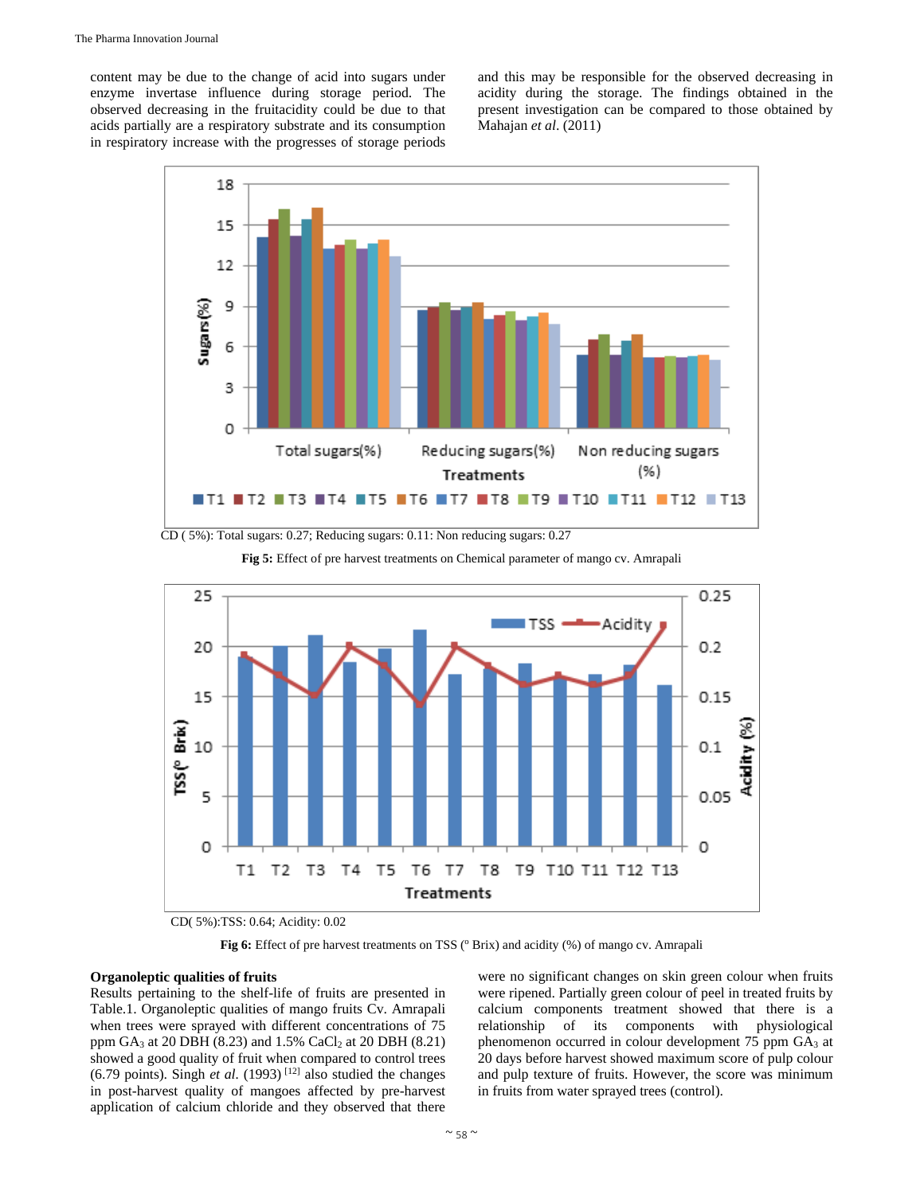content may be due to the change of acid into sugars under enzyme invertase influence during storage period. The observed decreasing in the fruitacidity could be due to that acids partially are a respiratory substrate and its consumption in respiratory increase with the progresses of storage periods and this may be responsible for the observed decreasing in acidity during the storage. The findings obtained in the present investigation can be compared to those obtained by Mahajan *et al*. (2011)

CD ( 5%): Total sugars: 0.27; Reducing sugars: 0.11: Non reducing sugars: 0.27

**Fig 5:** Effect of pre harvest treatments on Chemical parameter of mango cv. Amrapali

CD( 5%):TSS: 0.64; Acidity: 0.02

**Fig 6:** Effect of pre harvest treatments on TSS (° Brix) and acidity (%) of mango cv. Amrapali

**Organoleptic qualities of fruits**

Results pertaining to the shelf-life of fruits are presented in Table.1. Organoleptic qualities of mango fruits Cv. Amrapali when trees were sprayed with different concentrations of 75 ppm $GA_3$ at 20 DBH (8.23) and 1.5% $CaCl_2$ at 20 DBH (8.21) showed a good quality of fruit when compared to control trees (6.79 points). Singh *et al.* (1993) [12] also studied the changes in post-harvest quality of mangoes affected by pre-harvest application of calcium chloride and they observed that there were no significant changes on skin green colour when fruits were ripened. Partially green colour of peel in treated fruits by calcium components treatment showed that there is a relationship of its components with physiological phenomenon occurred in colour development 75 ppm $GA_3$ at 20 days before harvest showed maximum score of pulp colour and pulp texture of fruits. However, the score was minimum in fruits from water sprayed trees (control).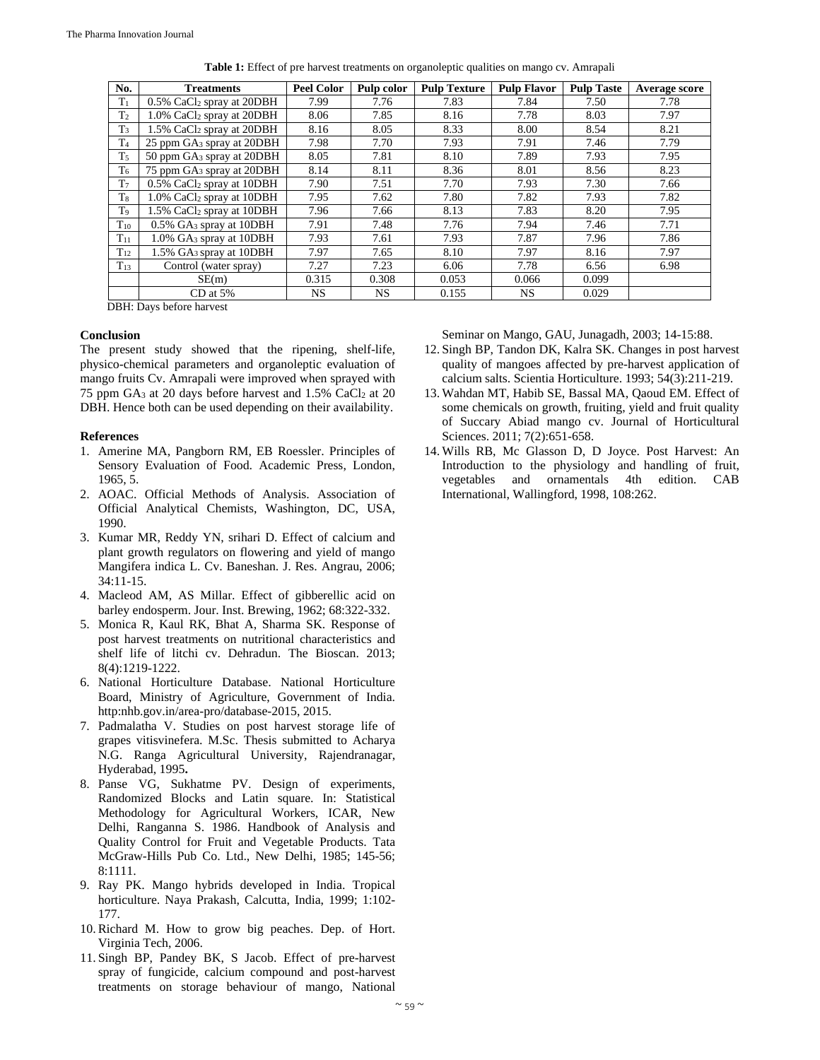**Table 1:** Effect of pre harvest treatments on organoleptic qualities on mango cv. Amrapali

| No. | Treatments | Peel Color | Pulp color | Pulp Texture | Pulp Flavor | Pulp Taste | Average score |
|---|---|---|---|---|---|---|---|
| $T_1$ | 0.5% $CaCl_2$ spray at 20DBH | 7.99 | 7.76 | 7.83 | 7.84 | 7.50 | 7.78 |
| $T_2$ | 1.0% $CaCl_2$ spray at 20DBH | 8.06 | 7.85 | 8.16 | 7.78 | 8.03 | 7.97 |
| $T_3$ | 1.5% $CaCl_2$ spray at 20DBH | 8.16 | 8.05 | 8.33 | 8.00 | 8.54 | 8.21 |
| $T_4$ | 25 ppm $GA_3$ spray at 20DBH | 7.98 | 7.70 | 7.93 | 7.91 | 7.46 | 7.79 |
| $T_5$ | 50 ppm $GA_3$ spray at 20DBH | 8.05 | 7.81 | 8.10 | 7.89 | 7.93 | 7.95 |
| $T_6$ | 75 ppm $GA_3$ spray at 20DBH | 8.14 | 8.11 | 8.36 | 8.01 | 8.56 | 8.23 |
| $T_7$ | 0.5% $CaCl_2$ spray at 10DBH | 7.90 | 7.51 | 7.70 | 7.93 | 7.30 | 7.66 |
| $T_8$ | 1.0% $CaCl_2$ spray at 10DBH | 7.95 | 7.62 | 7.80 | 7.82 | 7.93 | 7.82 |
| $T_9$ | 1.5% $CaCl_2$ spray at 10DBH | 7.96 | 7.66 | 8.13 | 7.83 | 8.20 | 7.95 |
| $T_{10}$ | 0.5% $GA_3$ spray at 10DBH | 7.91 | 7.48 | 7.76 | 7.94 | 7.46 | 7.71 |
| $T_{11}$ | 1.0% $GA_3$ spray at 10DBH | 7.93 | 7.61 | 7.93 | 7.87 | 7.96 | 7.86 |
| $T_{12}$ | 1.5% $GA_3$ spray at 10DBH | 7.97 | 7.65 | 8.10 | 7.97 | 8.16 | 7.97 |
| $T_{13}$ | Control (water spray) | 7.27 | 7.23 | 6.06 | 7.78 | 6.56 | 6.98 |
| | SE(m) | 0.315 | 0.308 | 0.053 | 0.066 | 0.099 | |
| | CD at 5% | NS | NS | 0.155 | NS | 0.029 | |

DBH: Days before harvest

## Conclusion

The present study showed that the ripening, shelf-life, physico-chemical parameters and organoleptic evaluation of mango fruits Cv. Amrapali were improved when sprayed with 75 ppm $GA_3$ at 20 days before harvest and 1.5% $CaCl_2$ at 20 DBH. Hence both can be used depending on their availability.

## References

1. Amerine MA, Pangborn RM, EB Roessler. Principles of Sensory Evaluation of Food. Academic Press, London, 1965, 5.
2. AOAC. Official Methods of Analysis. Association of Official Analytical Chemists, Washington, DC, USA, 1990.
3. Kumar MR, Reddy YN, srihari D. Effect of calcium and plant growth regulators on flowering and yield of mango Mangifera indica L. Cv. Baneshan. J. Res. Angrau, 2006; 34:11-15.
4. Macleod AM, AS Millar. Effect of gibberellic acid on barley endosperm. Jour. Inst. Brewing, 1962; 68:322-332.
5. Monica R, Kaul RK, Bhat A, Sharma SK. Response of post harvest treatments on nutritional characteristics and shelf life of litchi cv. Dehradun. The Bioscan. 2013; 8(4):1219-1222.
6. National Horticulture Database. National Horticulture Board, Ministry of Agriculture, Government of India. http:nhb.gov.in/area-pro/database-2015, 2015.
7. Padmalatha V. Studies on post harvest storage life of grapes vitisvinefera. M.Sc. Thesis submitted to Acharya N.G. Ranga Agricultural University, Rajendranagar, Hyderabad, 1995**.**
8. Panse VG, Sukhatme PV. Design of experiments, Randomized Blocks and Latin square. In: Statistical Methodology for Agricultural Workers, ICAR, New Delhi, Ranganna S. 1986. Handbook of Analysis and Quality Control for Fruit and Vegetable Products. Tata McGraw-Hills Pub Co. Ltd., New Delhi, 1985; 145-56; 8:1111.
9. Ray PK. Mango hybrids developed in India. Tropical horticulture. Naya Prakash, Calcutta, India, 1999; 1:102-177.
10. Richard M. How to grow big peaches. Dep. of Hort. Virginia Tech, 2006.
11. Singh BP, Pandey BK, S Jacob. Effect of pre-harvest spray of fungicide, calcium compound and post-harvest treatments on storage behaviour of mango, National Seminar on Mango, GAU, Junagadh, 2003; 14-15:88.
12. Singh BP, Tandon DK, Kalra SK. Changes in post harvest quality of mangoes affected by pre-harvest application of calcium salts. Scientia Horticulture. 1993; 54(3):211-219.
13. Wahdan MT, Habib SE, Bassal MA, Qaoud EM. Effect of some chemicals on growth, fruiting, yield and fruit quality of Succary Abiad mango cv. Journal of Horticultural Sciences. 2011; 7(2):651-658.
14. Wills RB, Mc Glasson D, D Joyce. Post Harvest: An Introduction to the physiology and handling of fruit, vegetables and ornamentals 4th edition. CAB International, Wallingford, 1998, 108:262.